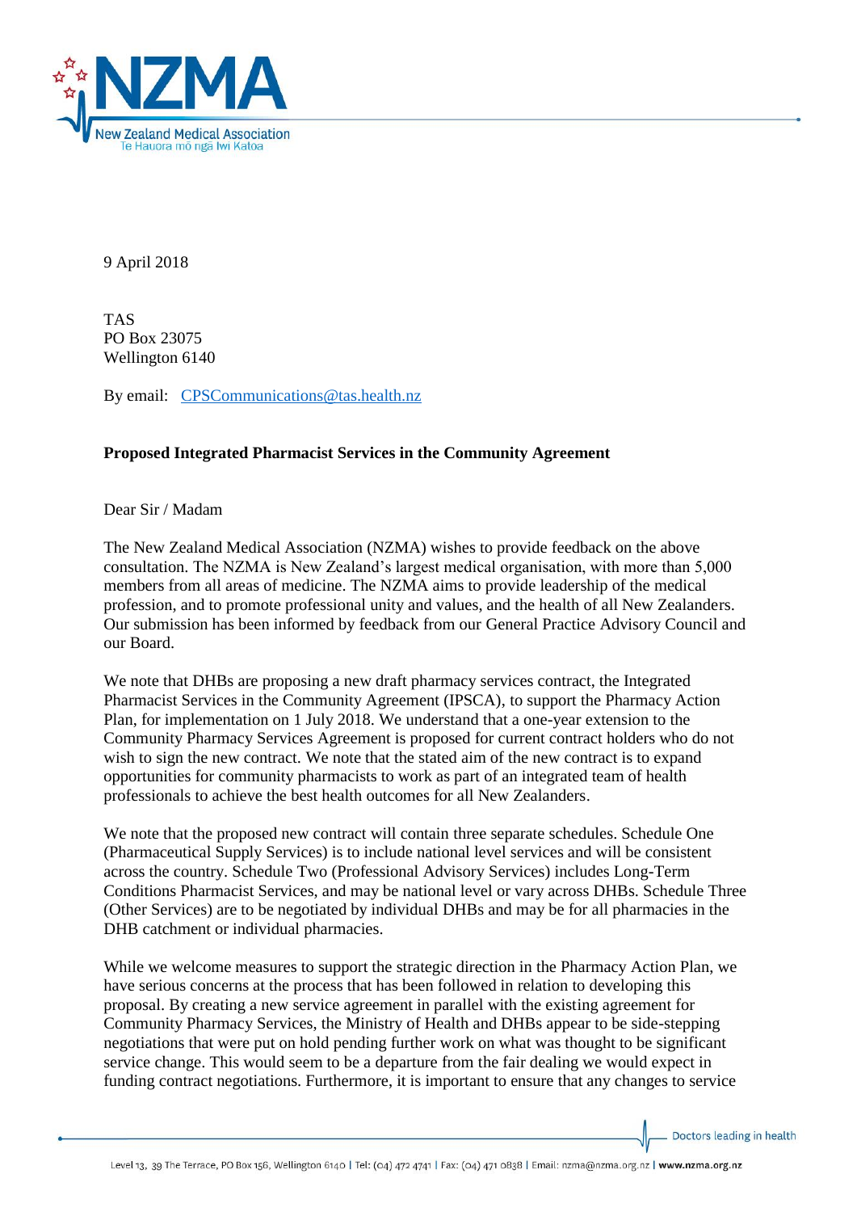9 April 2018

TAS
PO Box 23075
Wellington 6140

By email: CPSCommunications@tas.health.nz

**Proposed Integrated Pharmacist Services in the Community Agreement**

Dear Sir / Madam

The New Zealand Medical Association (NZMA) wishes to provide feedback on the above consultation. The NZMA is New Zealand's largest medical organisation, with more than 5,000 members from all areas of medicine. The NZMA aims to provide leadership of the medical profession, and to promote professional unity and values, and the health of all New Zealanders. Our submission has been informed by feedback from our General Practice Advisory Council and our Board.

We note that DHBs are proposing a new draft pharmacy services contract, the Integrated Pharmacist Services in the Community Agreement (IPSCA), to support the Pharmacy Action Plan, for implementation on 1 July 2018. We understand that a one-year extension to the Community Pharmacy Services Agreement is proposed for current contract holders who do not wish to sign the new contract. We note that the stated aim of the new contract is to expand opportunities for community pharmacists to work as part of an integrated team of health professionals to achieve the best health outcomes for all New Zealanders.

We note that the proposed new contract will contain three separate schedules. Schedule One (Pharmaceutical Supply Services) is to include national level services and will be consistent across the country. Schedule Two (Professional Advisory Services) includes Long-Term Conditions Pharmacist Services, and may be national level or vary across DHBs. Schedule Three (Other Services) are to be negotiated by individual DHBs and may be for all pharmacies in the DHB catchment or individual pharmacies.

While we welcome measures to support the strategic direction in the Pharmacy Action Plan, we have serious concerns at the process that has been followed in relation to developing this proposal. By creating a new service agreement in parallel with the existing agreement for Community Pharmacy Services, the Ministry of Health and DHBs appear to be side-stepping negotiations that were put on hold pending further work on what was thought to be significant service change. This would seem to be a departure from the fair dealing we would expect in funding contract negotiations. Furthermore, it is important to ensure that any changes to service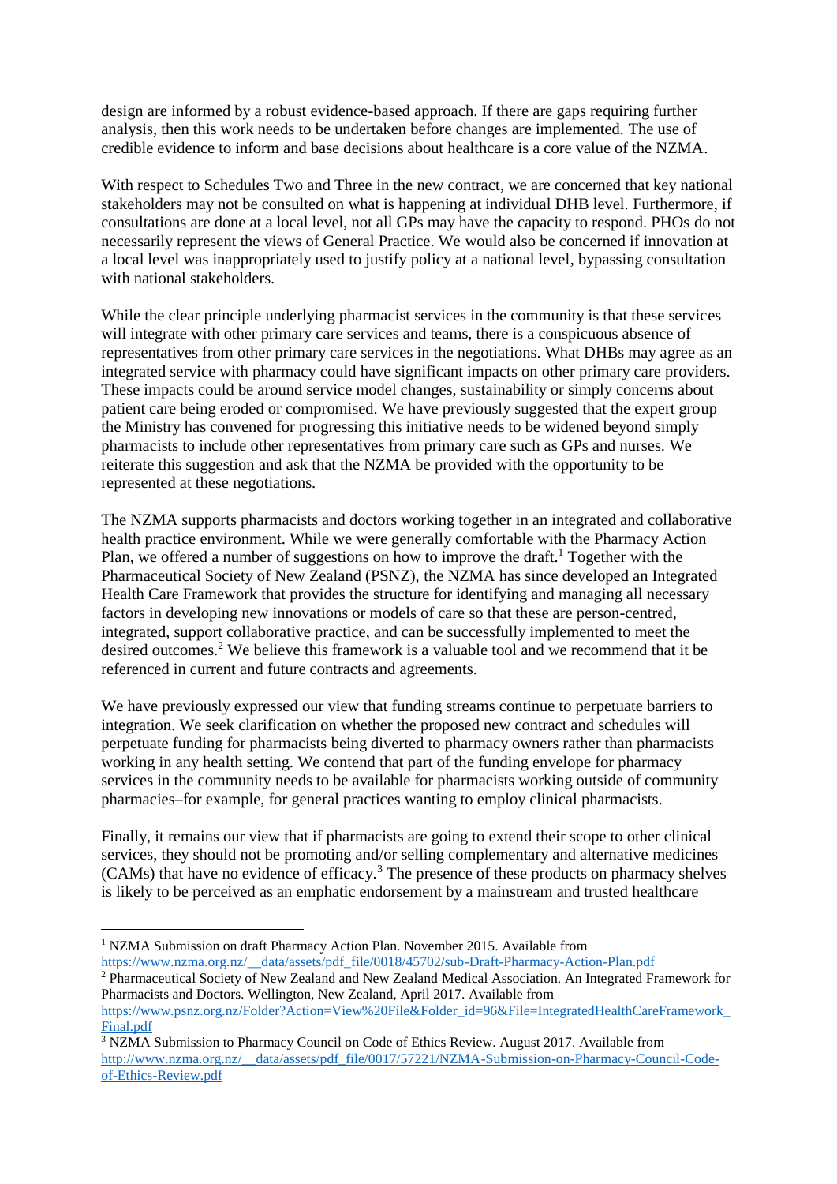design are informed by a robust evidence-based approach. If there are gaps requiring further analysis, then this work needs to be undertaken before changes are implemented. The use of credible evidence to inform and base decisions about healthcare is a core value of the NZMA.

With respect to Schedules Two and Three in the new contract, we are concerned that key national stakeholders may not be consulted on what is happening at individual DHB level. Furthermore, if consultations are done at a local level, not all GPs may have the capacity to respond. PHOs do not necessarily represent the views of General Practice. We would also be concerned if innovation at a local level was inappropriately used to justify policy at a national level, bypassing consultation with national stakeholders.

While the clear principle underlying pharmacist services in the community is that these services will integrate with other primary care services and teams, there is a conspicuous absence of representatives from other primary care services in the negotiations. What DHBs may agree as an integrated service with pharmacy could have significant impacts on other primary care providers. These impacts could be around service model changes, sustainability or simply concerns about patient care being eroded or compromised. We have previously suggested that the expert group the Ministry has convened for progressing this initiative needs to be widened beyond simply pharmacists to include other representatives from primary care such as GPs and nurses. We reiterate this suggestion and ask that the NZMA be provided with the opportunity to be represented at these negotiations.

The NZMA supports pharmacists and doctors working together in an integrated and collaborative health practice environment. While we were generally comfortable with the Pharmacy Action Plan, we offered a number of suggestions on how to improve the draft.[1] Together with the Pharmaceutical Society of New Zealand (PSNZ), the NZMA has since developed an Integrated Health Care Framework that provides the structure for identifying and managing all necessary factors in developing new innovations or models of care so that these are person-centred, integrated, support collaborative practice, and can be successfully implemented to meet the desired outcomes.[2] We believe this framework is a valuable tool and we recommend that it be referenced in current and future contracts and agreements.

We have previously expressed our view that funding streams continue to perpetuate barriers to integration. We seek clarification on whether the proposed new contract and schedules will perpetuate funding for pharmacists being diverted to pharmacy owners rather than pharmacists working in any health setting. We contend that part of the funding envelope for pharmacy services in the community needs to be available for pharmacists working outside of community pharmacies–for example, for general practices wanting to employ clinical pharmacists.

Finally, it remains our view that if pharmacists are going to extend their scope to other clinical services, they should not be promoting and/or selling complementary and alternative medicines (CAMs) that have no evidence of efficacy.[3] The presence of these products on pharmacy shelves is likely to be perceived as an emphatic endorsement by a mainstream and trusted healthcare

---

[1] NZMA Submission on draft Pharmacy Action Plan. November 2015. Available from https://www.nzma.org.nz/__data/assets/pdf_file/0018/45702/sub-Draft-Pharmacy-Action-Plan.pdf

[2] Pharmaceutical Society of New Zealand and New Zealand Medical Association. An Integrated Framework for Pharmacists and Doctors. Wellington, New Zealand, April 2017. Available from https://www.psnz.org.nz/Folder?Action=View%20File&Folder_id=96&File=IntegratedHealthCareFramework_Final.pdf

[3] NZMA Submission to Pharmacy Council on Code of Ethics Review. August 2017. Available from http://www.nzma.org.nz/__data/assets/pdf_file/0017/57221/NZMA-Submission-on-Pharmacy-Council-Code-of-Ethics-Review.pdf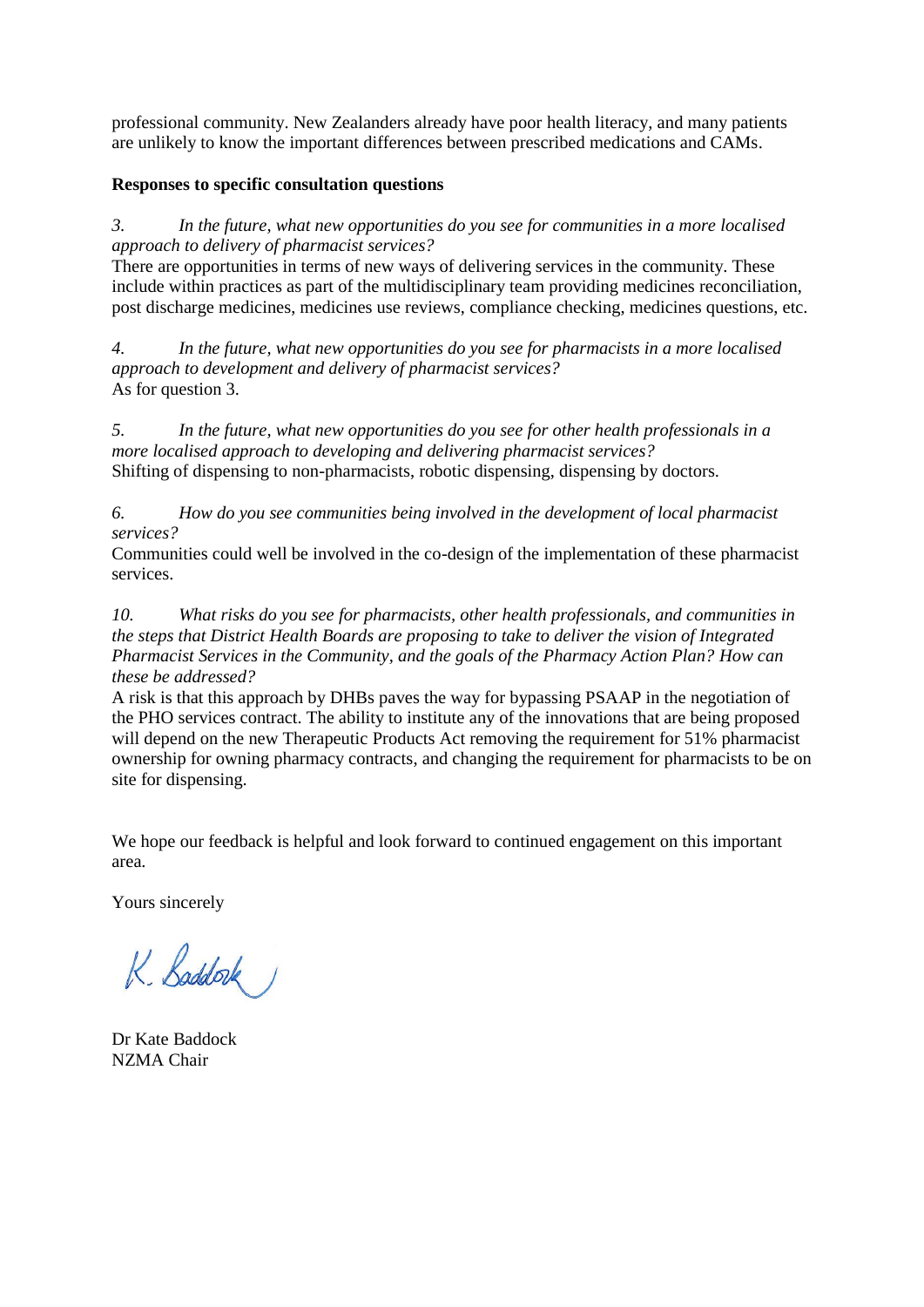professional community. New Zealanders already have poor health literacy, and many patients are unlikely to know the important differences between prescribed medications and CAMs.

**Responses to specific consultation questions**

*3. In the future, what new opportunities do you see for communities in a more localised approach to delivery of pharmacist services?*
There are opportunities in terms of new ways of delivering services in the community. These include within practices as part of the multidisciplinary team providing medicines reconciliation, post discharge medicines, medicines use reviews, compliance checking, medicines questions, etc.

*4. In the future, what new opportunities do you see for pharmacists in a more localised approach to development and delivery of pharmacist services?*
As for question 3.

*5. In the future, what new opportunities do you see for other health professionals in a more localised approach to developing and delivering pharmacist services?*
Shifting of dispensing to non-pharmacists, robotic dispensing, dispensing by doctors.

*6. How do you see communities being involved in the development of local pharmacist services?*
Communities could well be involved in the co-design of the implementation of these pharmacist services.

*10. What risks do you see for pharmacists, other health professionals, and communities in the steps that District Health Boards are proposing to take to deliver the vision of Integrated Pharmacist Services in the Community, and the goals of the Pharmacy Action Plan? How can these be addressed?*
A risk is that this approach by DHBs paves the way for bypassing PSAAP in the negotiation of the PHO services contract. The ability to institute any of the innovations that are being proposed will depend on the new Therapeutic Products Act removing the requirement for 51% pharmacist ownership for owning pharmacy contracts, and changing the requirement for pharmacists to be on site for dispensing.

We hope our feedback is helpful and look forward to continued engagement on this important area.

Yours sincerely

K. Baddock

Dr Kate Baddock
NZMA Chair